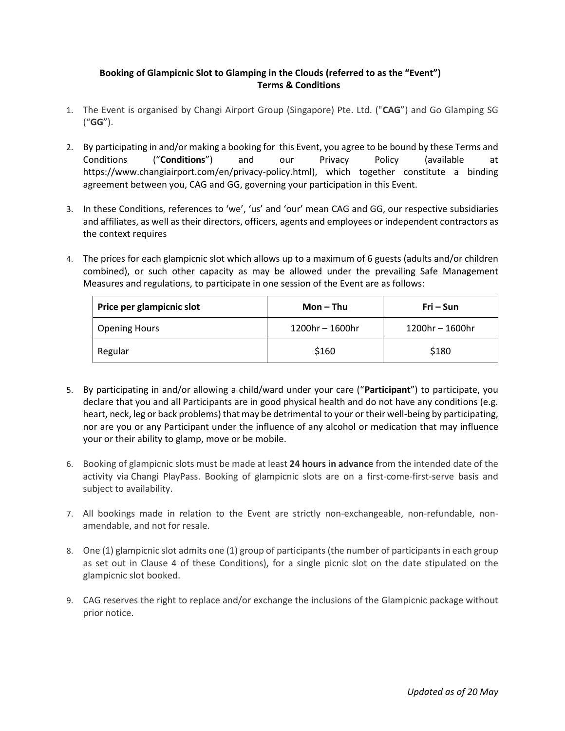**Booking of Glampicnic Slot to Glamping in the Clouds (referred to as the "Event")**
**Terms & Conditions**

1. The Event is organised by Changi Airport Group (Singapore) Pte. Ltd. ("**CAG**") and Go Glamping SG ("**GG**").

2. By participating in and/or making a booking for this Event, you agree to be bound by these Terms and Conditions ("**Conditions**") and our Privacy Policy (available at https://www.changiairport.com/en/privacy-policy.html), which together constitute a binding agreement between you, CAG and GG, governing your participation in this Event.

3. In these Conditions, references to 'we', 'us' and 'our' mean CAG and GG, our respective subsidiaries and affiliates, as well as their directors, officers, agents and employees or independent contractors as the context requires

4. The prices for each glampicnic slot which allows up to a maximum of 6 guests (adults and/or children combined), or such other capacity as may be allowed under the prevailing Safe Management Measures and regulations, to participate in one session of the Event are as follows:

| **Price per glampicnic slot** | **Mon – Thu** | **Fri – Sun** |
|---|---|---|
| Opening Hours | 1200hr – 1600hr | 1200hr – 1600hr |
| Regular | $160 | $180 |

5. By participating in and/or allowing a child/ward under your care ("**Participant**") to participate, you declare that you and all Participants are in good physical health and do not have any conditions (e.g. heart, neck, leg or back problems) that may be detrimental to your or their well-being by participating, nor are you or any Participant under the influence of any alcohol or medication that may influence your or their ability to glamp, move or be mobile.

6. Booking of glampicnic slots must be made at least **24 hours in advance** from the intended date of the activity via Changi PlayPass. Booking of glampicnic slots are on a first-come-first-serve basis and subject to availability.

7. All bookings made in relation to the Event are strictly non-exchangeable, non-refundable, non-amendable, and not for resale.

8. One (1) glampicnic slot admits one (1) group of participants (the number of participants in each group as set out in Clause 4 of these Conditions), for a single picnic slot on the date stipulated on the glampicnic slot booked.

9. CAG reserves the right to replace and/or exchange the inclusions of the Glampicnic package without prior notice.

*Updated as of 20 May*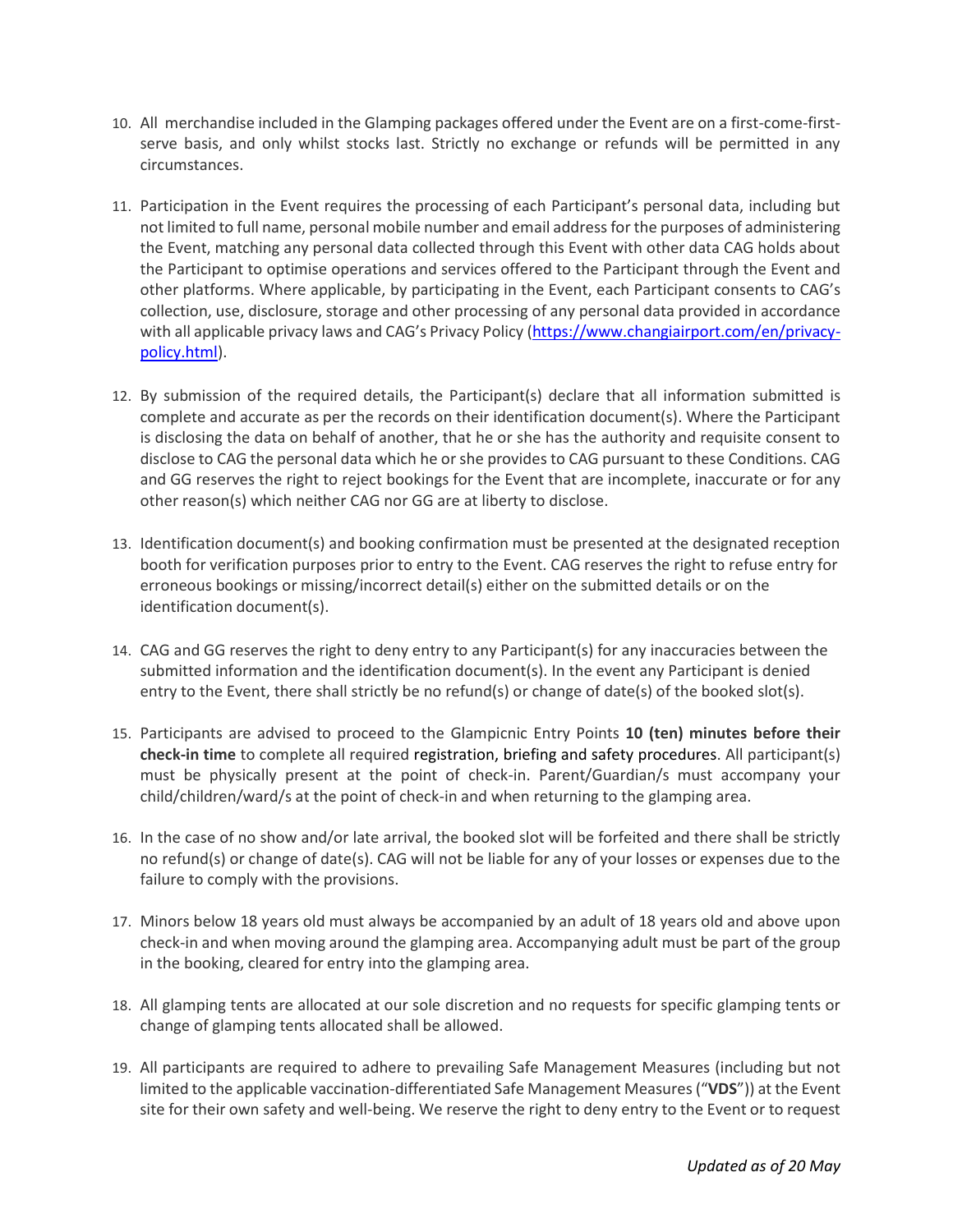10. All merchandise included in the Glamping packages offered under the Event are on a first-come-first-serve basis, and only whilst stocks last. Strictly no exchange or refunds will be permitted in any circumstances.

11. Participation in the Event requires the processing of each Participant's personal data, including but not limited to full name, personal mobile number and email address for the purposes of administering the Event, matching any personal data collected through this Event with other data CAG holds about the Participant to optimise operations and services offered to the Participant through the Event and other platforms. Where applicable, by participating in the Event, each Participant consents to CAG's collection, use, disclosure, storage and other processing of any personal data provided in accordance with all applicable privacy laws and CAG's Privacy Policy ([https://www.changiairport.com/en/privacy-policy.html](https://www.changiairport.com/en/privacy-policy.html)).

12. By submission of the required details, the Participant(s) declare that all information submitted is complete and accurate as per the records on their identification document(s). Where the Participant is disclosing the data on behalf of another, that he or she has the authority and requisite consent to disclose to CAG the personal data which he or she provides to CAG pursuant to these Conditions. CAG and GG reserves the right to reject bookings for the Event that are incomplete, inaccurate or for any other reason(s) which neither CAG nor GG are at liberty to disclose.

13. Identification document(s) and booking confirmation must be presented at the designated reception booth for verification purposes prior to entry to the Event. CAG reserves the right to refuse entry for erroneous bookings or missing/incorrect detail(s) either on the submitted details or on the identification document(s).

14. CAG and GG reserves the right to deny entry to any Participant(s) for any inaccuracies between the submitted information and the identification document(s). In the event any Participant is denied entry to the Event, there shall strictly be no refund(s) or change of date(s) of the booked slot(s).

15. Participants are advised to proceed to the Glampicnic Entry Points **10 (ten) minutes before their check-in time** to complete all required registration, briefing and safety procedures. All participant(s) must be physically present at the point of check-in. Parent/Guardian/s must accompany your child/children/ward/s at the point of check-in and when returning to the glamping area.

16. In the case of no show and/or late arrival, the booked slot will be forfeited and there shall be strictly no refund(s) or change of date(s). CAG will not be liable for any of your losses or expenses due to the failure to comply with the provisions.

17. Minors below 18 years old must always be accompanied by an adult of 18 years old and above upon check-in and when moving around the glamping area. Accompanying adult must be part of the group in the booking, cleared for entry into the glamping area.

18. All glamping tents are allocated at our sole discretion and no requests for specific glamping tents or change of glamping tents allocated shall be allowed.

19. All participants are required to adhere to prevailing Safe Management Measures (including but not limited to the applicable vaccination-differentiated Safe Management Measures ("**VDS**")) at the Event site for their own safety and well-being. We reserve the right to deny entry to the Event or to request

*Updated as of 20 May*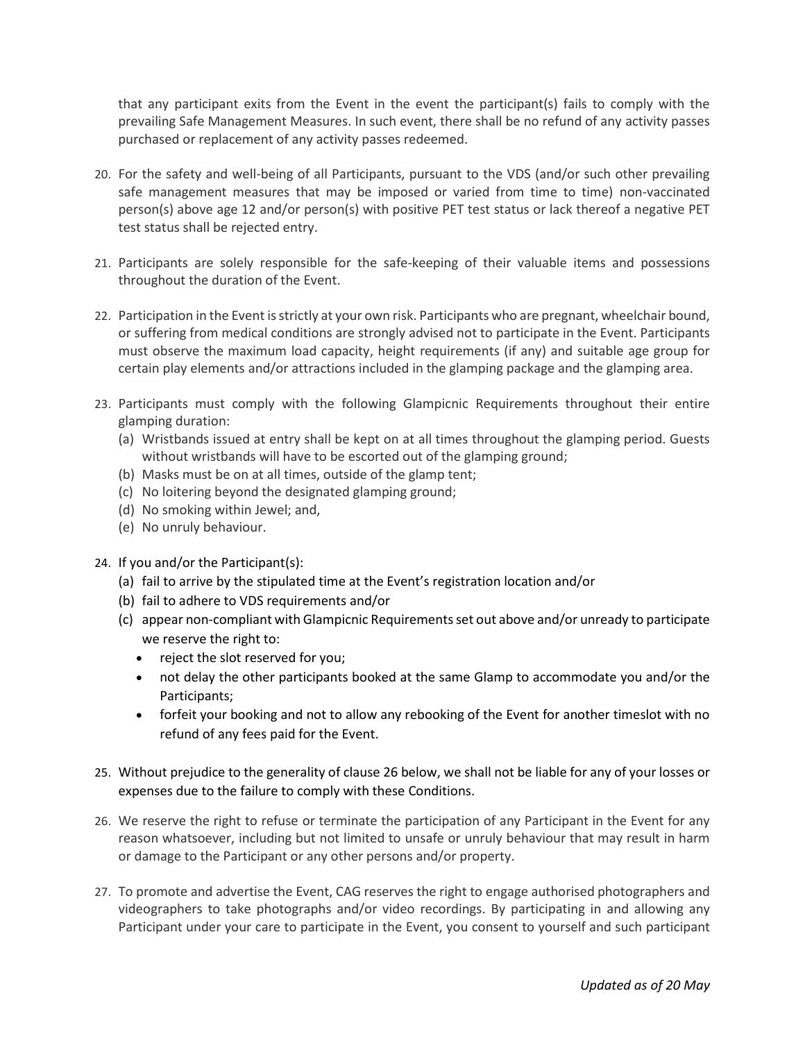that any participant exits from the Event in the event the participant(s) fails to comply with the prevailing Safe Management Measures. In such event, there shall be no refund of any activity passes purchased or replacement of any activity passes redeemed.

20. For the safety and well-being of all Participants, pursuant to the VDS (and/or such other prevailing safe management measures that may be imposed or varied from time to time) non-vaccinated person(s) above age 12 and/or person(s) with positive PET test status or lack thereof a negative PET test status shall be rejected entry.

21. Participants are solely responsible for the safe-keeping of their valuable items and possessions throughout the duration of the Event.

22. Participation in the Event is strictly at your own risk. Participants who are pregnant, wheelchair bound, or suffering from medical conditions are strongly advised not to participate in the Event. Participants must observe the maximum load capacity, height requirements (if any) and suitable age group for certain play elements and/or attractions included in the glamping package and the glamping area.

23. Participants must comply with the following Glampicnic Requirements throughout their entire glamping duration:
    (a) Wristbands issued at entry shall be kept on at all times throughout the glamping period. Guests without wristbands will have to be escorted out of the glamping ground;
    (b) Masks must be on at all times, outside of the glamp tent;
    (c) No loitering beyond the designated glamping ground;
    (d) No smoking within Jewel; and,
    (e) No unruly behaviour.

24. If you and/or the Participant(s):
    (a) fail to arrive by the stipulated time at the Event's registration location and/or
    (b) fail to adhere to VDS requirements and/or
    (c) appear non-compliant with Glampicnic Requirements set out above and/or unready to participate we reserve the right to:
    - reject the slot reserved for you;
    - not delay the other participants booked at the same Glamp to accommodate you and/or the Participants;
    - forfeit your booking and not to allow any rebooking of the Event for another timeslot with no refund of any fees paid for the Event.

25. Without prejudice to the generality of clause 26 below, we shall not be liable for any of your losses or expenses due to the failure to comply with these Conditions.

26. We reserve the right to refuse or terminate the participation of any Participant in the Event for any reason whatsoever, including but not limited to unsafe or unruly behaviour that may result in harm or damage to the Participant or any other persons and/or property.

27. To promote and advertise the Event, CAG reserves the right to engage authorised photographers and videographers to take photographs and/or video recordings. By participating in and allowing any Participant under your care to participate in the Event, you consent to yourself and such participant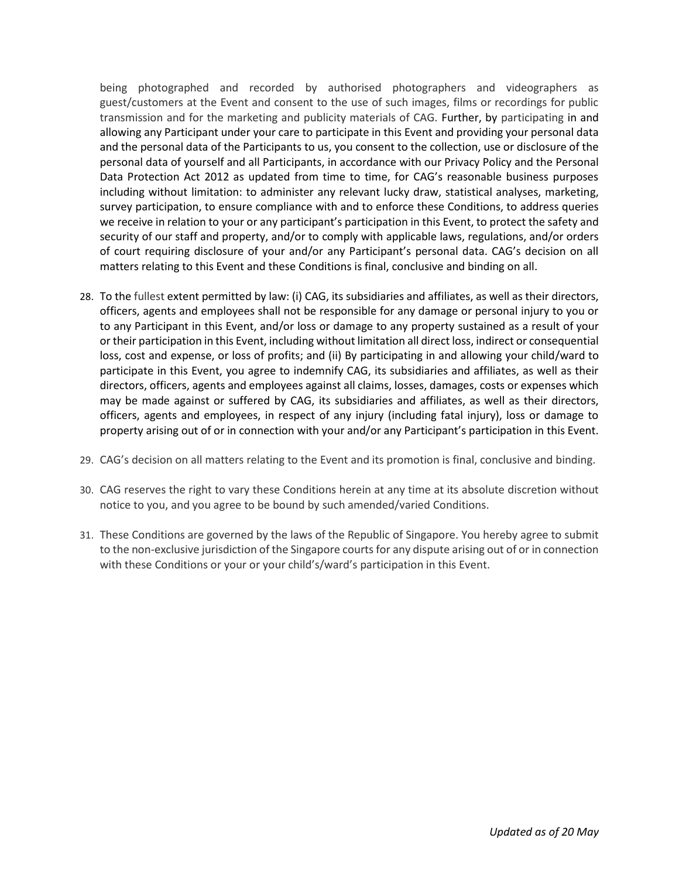being photographed and recorded by authorised photographers and videographers as guest/customers at the Event and consent to the use of such images, films or recordings for public transmission and for the marketing and publicity materials of CAG. Further, by participating in and allowing any Participant under your care to participate in this Event and providing your personal data and the personal data of the Participants to us, you consent to the collection, use or disclosure of the personal data of yourself and all Participants, in accordance with our Privacy Policy and the Personal Data Protection Act 2012 as updated from time to time, for CAG's reasonable business purposes including without limitation: to administer any relevant lucky draw, statistical analyses, marketing, survey participation, to ensure compliance with and to enforce these Conditions, to address queries we receive in relation to your or any participant's participation in this Event, to protect the safety and security of our staff and property, and/or to comply with applicable laws, regulations, and/or orders of court requiring disclosure of your and/or any Participant's personal data. CAG's decision on all matters relating to this Event and these Conditions is final, conclusive and binding on all.

28. To the fullest extent permitted by law: (i) CAG, its subsidiaries and affiliates, as well as their directors, officers, agents and employees shall not be responsible for any damage or personal injury to you or to any Participant in this Event, and/or loss or damage to any property sustained as a result of your or their participation in this Event, including without limitation all direct loss, indirect or consequential loss, cost and expense, or loss of profits; and (ii) By participating in and allowing your child/ward to participate in this Event, you agree to indemnify CAG, its subsidiaries and affiliates, as well as their directors, officers, agents and employees against all claims, losses, damages, costs or expenses which may be made against or suffered by CAG, its subsidiaries and affiliates, as well as their directors, officers, agents and employees, in respect of any injury (including fatal injury), loss or damage to property arising out of or in connection with your and/or any Participant's participation in this Event.

29. CAG's decision on all matters relating to the Event and its promotion is final, conclusive and binding.

30. CAG reserves the right to vary these Conditions herein at any time at its absolute discretion without notice to you, and you agree to be bound by such amended/varied Conditions.

31. These Conditions are governed by the laws of the Republic of Singapore. You hereby agree to submit to the non-exclusive jurisdiction of the Singapore courts for any dispute arising out of or in connection with these Conditions or your or your child's/ward's participation in this Event.

*Updated as of 20 May*